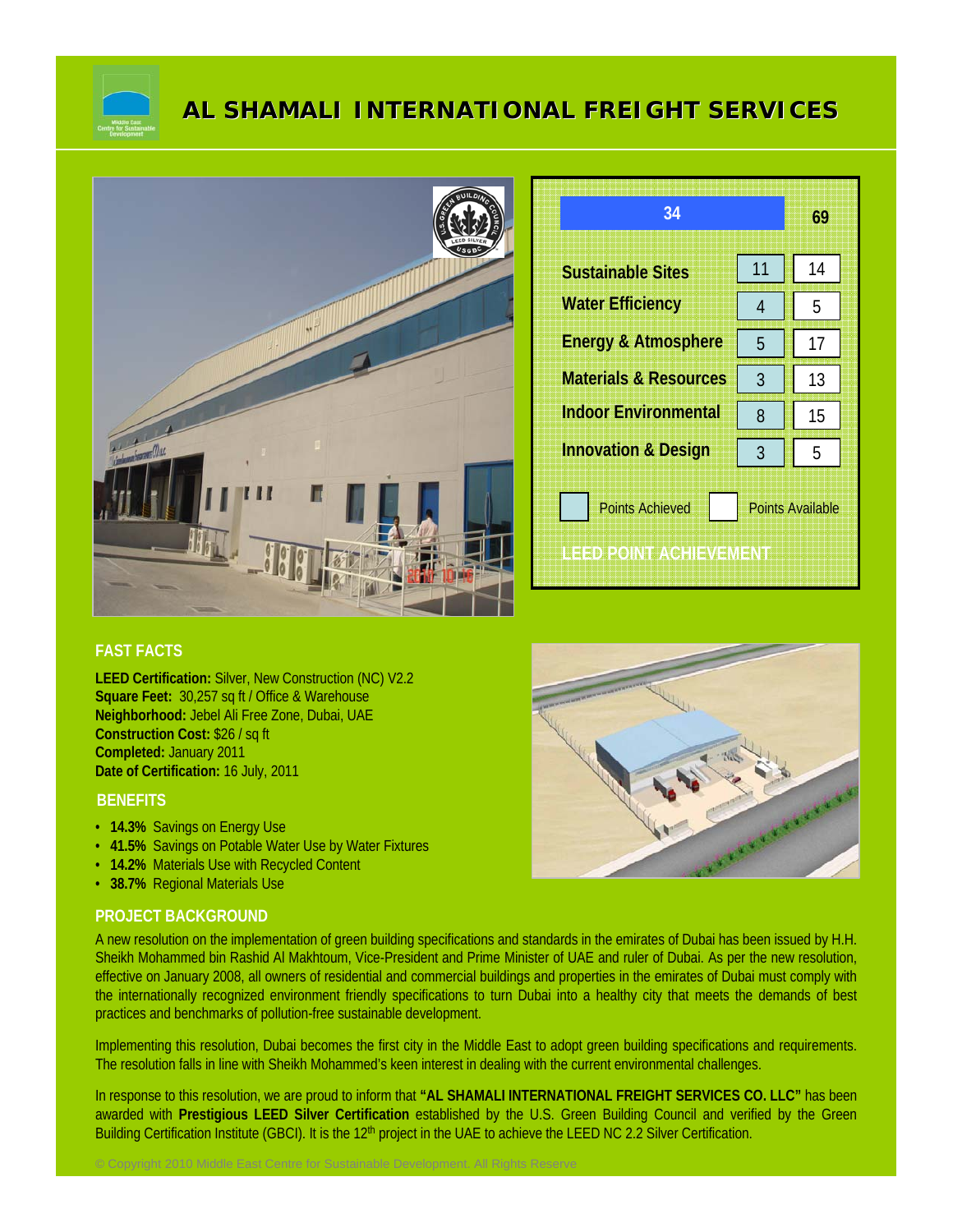# AL SHAMALI INTERNATIONAL FREIGHT SERVICES

| LEED Point Achievement | Points Achieved | Points Available |
|---|---|---|
| Total | 34 | 69 |
| Sustainable Sites | 11 | 14 |
| Water Efficiency | 4 | 5 |
| Energy & Atmosphere | 5 | 17 |
| Materials & Resources | 3 | 13 |
| Indoor Environmental | 8 | 15 |
| Innovation & Design | 3 | 5 |

## FAST FACTS

**LEED Certification:** Silver, New Construction (NC) V2.2
**Square Feet:** 30,257 sq ft / Office & Warehouse
**Neighborhood:** Jebel Ali Free Zone, Dubai, UAE
**Construction Cost:** $26 / sq ft
**Completed:** January 2011
**Date of Certification:** 16 July, 2011

## BENEFITS

- **14.3%** Savings on Energy Use
- **41.5%** Savings on Potable Water Use by Water Fixtures
- **14.2%** Materials Use with Recycled Content
- **38.7%** Regional Materials Use

## PROJECT BACKGROUND

A new resolution on the implementation of green building specifications and standards in the emirates of Dubai has been issued by H.H. Sheikh Mohammed bin Rashid Al Makhtoum, Vice-President and Prime Minister of UAE and ruler of Dubai. As per the new resolution, effective on January 2008, all owners of residential and commercial buildings and properties in the emirates of Dubai must comply with the internationally recognized environment friendly specifications to turn Dubai into a healthy city that meets the demands of best practices and benchmarks of pollution-free sustainable development.

Implementing this resolution, Dubai becomes the first city in the Middle East to adopt green building specifications and requirements. The resolution falls in line with Sheikh Mohammed's keen interest in dealing with the current environmental challenges.

In response to this resolution, we are proud to inform that **"AL SHAMALI INTERNATIONAL FREIGHT SERVICES CO. LLC"** has been awarded with **Prestigious LEED Silver Certification** established by the U.S. Green Building Council and verified by the Green Building Certification Institute (GBCI). It is the 12th project in the UAE to achieve the LEED NC 2.2 Silver Certification.

© Copyright 2010 Middle East Centre for Sustainable Development. All Rights Reserve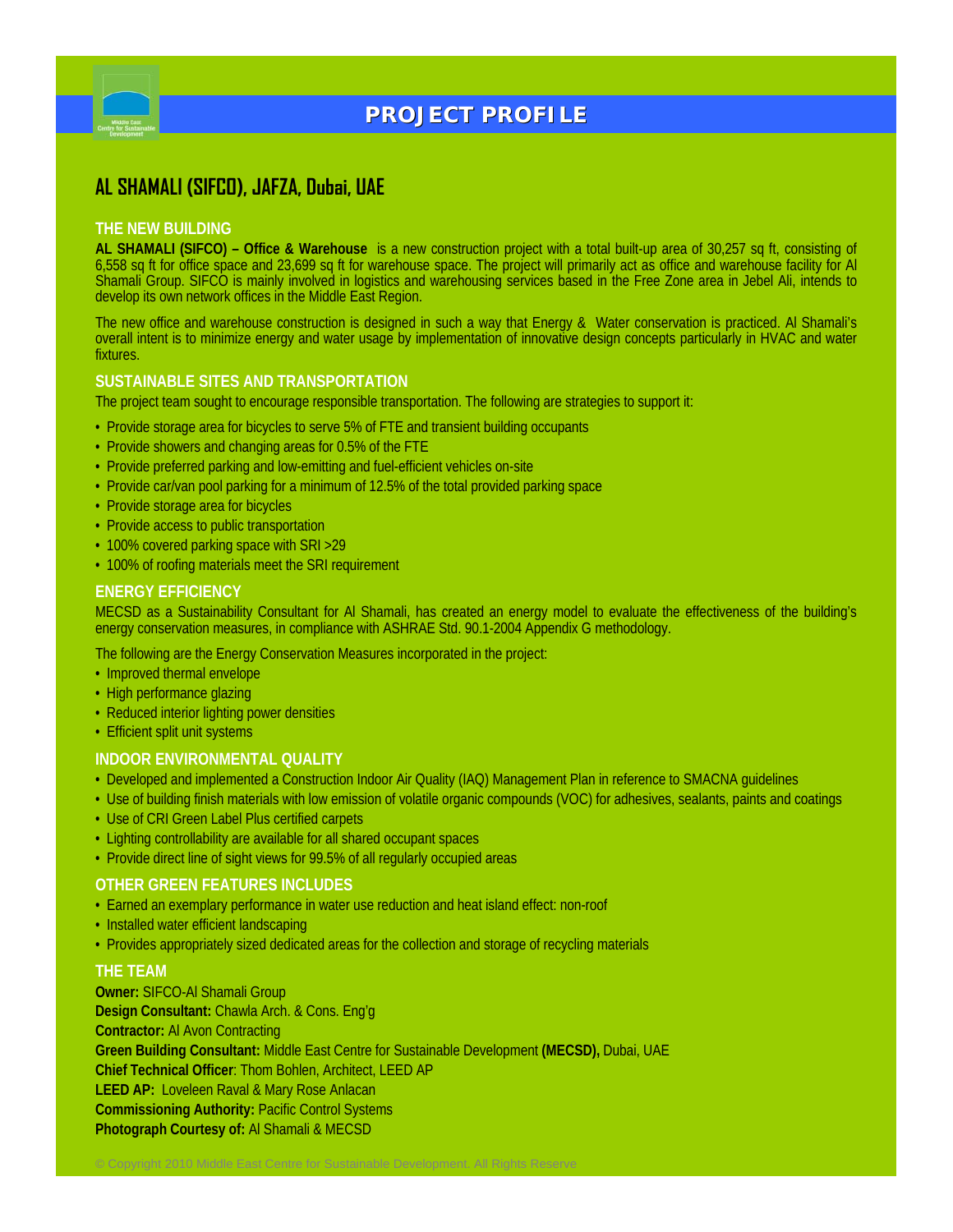# PROJECT PROFILE

## AL SHAMALI (SIFCO), JAFZA, Dubai, UAE

### THE NEW BUILDING

**AL SHAMALI (SIFCO) – Office & Warehouse** is a new construction project with a total built-up area of 30,257 sq ft, consisting of 6,558 sq ft for office space and 23,699 sq ft for warehouse space. The project will primarily act as office and warehouse facility for Al Shamali Group. SIFCO is mainly involved in logistics and warehousing services based in the Free Zone area in Jebel Ali, intends to develop its own network offices in the Middle East Region.

The new office and warehouse construction is designed in such a way that Energy & Water conservation is practiced. Al Shamali's overall intent is to minimize energy and water usage by implementation of innovative design concepts particularly in HVAC and water fixtures.

### SUSTAINABLE SITES AND TRANSPORTATION

The project team sought to encourage responsible transportation. The following are strategies to support it:

- Provide storage area for bicycles to serve 5% of FTE and transient building occupants
- Provide showers and changing areas for 0.5% of the FTE
- Provide preferred parking and low-emitting and fuel-efficient vehicles on-site
- Provide car/van pool parking for a minimum of 12.5% of the total provided parking space
- Provide storage area for bicycles
- Provide access to public transportation
- 100% covered parking space with SRI >29
- 100% of roofing materials meet the SRI requirement

### ENERGY EFFICIENCY

MECSD as a Sustainability Consultant for Al Shamali, has created an energy model to evaluate the effectiveness of the building's energy conservation measures, in compliance with ASHRAE Std. 90.1-2004 Appendix G methodology.

The following are the Energy Conservation Measures incorporated in the project:

- Improved thermal envelope
- High performance glazing
- Reduced interior lighting power densities
- Efficient split unit systems

### INDOOR ENVIRONMENTAL QUALITY

- Developed and implemented a Construction Indoor Air Quality (IAQ) Management Plan in reference to SMACNA guidelines
- Use of building finish materials with low emission of volatile organic compounds (VOC) for adhesives, sealants, paints and coatings
- Use of CRI Green Label Plus certified carpets
- Lighting controllability are available for all shared occupant spaces
- Provide direct line of sight views for 99.5% of all regularly occupied areas

### OTHER GREEN FEATURES INCLUDES

- Earned an exemplary performance in water use reduction and heat island effect: non-roof
- Installed water efficient landscaping
- Provides appropriately sized dedicated areas for the collection and storage of recycling materials

### THE TEAM

**Owner:** SIFCO-Al Shamali Group
**Design Consultant:** Chawla Arch. & Cons. Eng'g
**Contractor:** Al Avon Contracting
**Green Building Consultant:** Middle East Centre for Sustainable Development **(MECSD),** Dubai, UAE
**Chief Technical Officer**: Thom Bohlen, Architect, LEED AP
**LEED AP:** Loveleen Raval & Mary Rose Anlacan
**Commissioning Authority:** Pacific Control Systems
**Photograph Courtesy of:** Al Shamali & MECSD

© Copyright 2010 Middle East Centre for Sustainable Development. All Rights Reserve